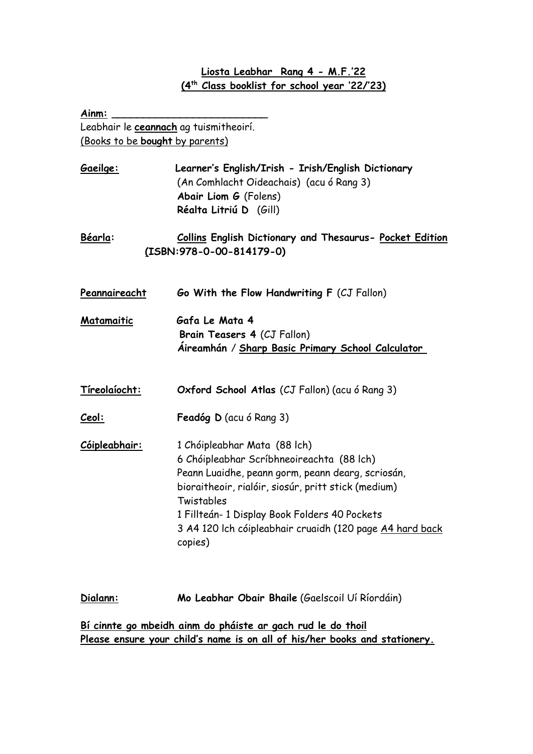# Liosta Leabhar Rang 4 - M.F.'22
## (4th Class booklist for school year '22/'23)

**Ainm:** ___________________________

Leabhair le **ceannach** ag tuismitheoirí.
(Books to be **bought** by parents)

**Gaeilge:** **Learner's English/Irish - Irish/English Dictionary** (An Comhlacht Oideachais) (acu ó Rang 3)
**Abair Liom G** (Folens)
**Réalta Litriú D** (Gill)

**Béarla:** **Collins English Dictionary and Thesaurus- Pocket Edition (ISBN:978-0-00-814179-0)**

**Peannaireacht** **Go With the Flow Handwriting F** (CJ Fallon)

**Matamaitic** **Gafa Le Mata 4**
**Brain Teasers 4** (CJ Fallon)
**Áireamhán / Sharp Basic Primary School Calculator**

**Tíreolaíocht:** **Oxford School Atlas** (CJ Fallon) (acu ó Rang 3)

**Ceol:** **Feadóg D** (acu ó Rang 3)

**Cóipleabhair:**
1 Chóipleabhar Mata (88 lch)
6 Chóipleabhar Scríbhneoireachta (88 lch)
Peann Luaidhe, peann gorm, peann dearg, scriosán, bioraitheoir, rialóir, siosúr, pritt stick (medium)
Twistables
1 Fillteán- 1 Display Book Folders 40 Pockets
3 A4 120 lch cóipleabhair cruaidh (120 page A4 hard back copies)

**Dialann:** **Mo Leabhar Obair Bhaile** (Gaelscoil Uí Ríordáin)

**Bí cinnte go mbeidh ainm do pháiste ar gach rud le do thoil**
**Please ensure your child's name is on all of his/her books and stationery.**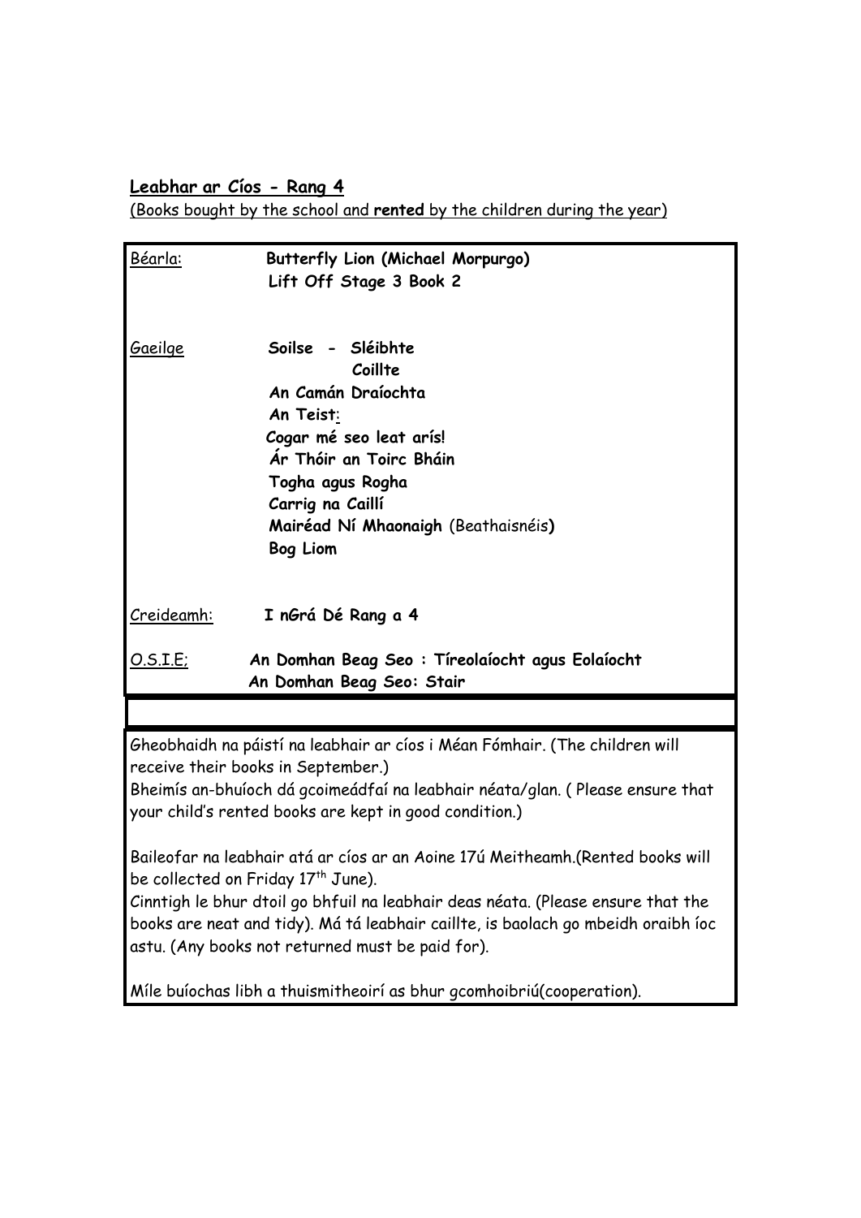**Leabhar ar Cíos - Rang 4**

(Books bought by the school and **rented** by the children during the year)

| | |
|---|---|
| Béarla: | **Butterfly Lion (Michael Morpurgo)**<br>**Lift Off Stage 3 Book 2** |
| Gaeilge | **Soilse - Sléibhte**<br>**Coillte**<br>**An Camán Draíochta**<br>**An Teist:**<br>**Cogar mé seo leat arís!**<br>**Ár Thóir an Toirc Bháin**<br>**Togha agus Rogha**<br>**Carrig na Caillí**<br>**Mairéad Ní Mhaonaigh** (Beathaisnéis)<br>**Bog Liom** |
| Creideamh: | **I nGrá Dé Rang a 4** |
| O.S.I.E; | **An Domhan Beag Seo : Tíreolaíocht agus Eolaíocht**<br>**An Domhan Beag Seo: Stair** |

Gheobhaidh na páistí na leabhair ar cíos i Méan Fómhair. (The children will receive their books in September.)

Bheimís an-bhuíoch dá gcoimeádfaí na leabhair néata/glan. ( Please ensure that your child's rented books are kept in good condition.)

Baileofar na leabhair atá ar cíos ar an Aoine 17ú Meitheamh.(Rented books will be collected on Friday 17th June).

Cinntigh le bhur dtoil go bhfuil na leabhair deas néata. (Please ensure that the books are neat and tidy). Má tá leabhair caillte, is baolach go mbeidh oraibh íoc astu. (Any books not returned must be paid for).

Míle buíochas libh a thuismitheoirí as bhur gcomhoibriú(cooperation).